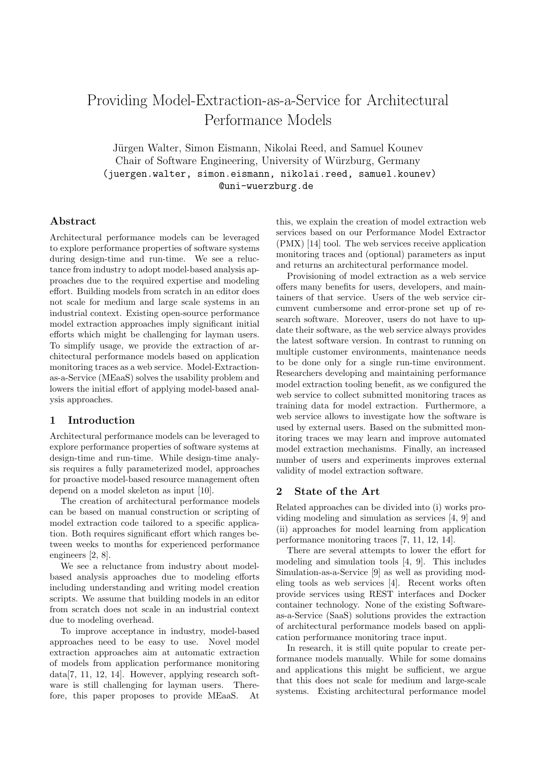# Providing Model-Extraction-as-a-Service for Architectural Performance Models

Jürgen Walter, Simon Eismann, Nikolai Reed, and Samuel Kounev
Chair of Software Engineering, University of Würzburg, Germany
(juergen.walter, simon.eismann, nikolai.reed, samuel.kounev)
@uni-wuerzburg.de

## Abstract

Architectural performance models can be leveraged to explore performance properties of software systems during design-time and run-time. We see a reluctance from industry to adopt model-based analysis approaches due to the required expertise and modeling effort. Building models from scratch in an editor does not scale for medium and large scale systems in an industrial context. Existing open-source performance model extraction approaches imply significant initial efforts which might be challenging for layman users. To simplify usage, we provide the extraction of architectural performance models based on application monitoring traces as a web service. Model-Extraction-as-a-Service (MEaaS) solves the usability problem and lowers the initial effort of applying model-based analysis approaches.

## 1 Introduction

Architectural performance models can be leveraged to explore performance properties of software systems at design-time and run-time. While design-time analysis requires a fully parameterized model, approaches for proactive model-based resource management often depend on a model skeleton as input [10].

The creation of architectural performance models can be based on manual construction or scripting of model extraction code tailored to a specific application. Both requires significant effort which ranges between weeks to months for experienced performance engineers [2, 8].

We see a reluctance from industry about model-based analysis approaches due to modeling efforts including understanding and writing model creation scripts. We assume that building models in an editor from scratch does not scale in an industrial context due to modeling overhead.

To improve acceptance in industry, model-based approaches need to be easy to use. Novel model extraction approaches aim at automatic extraction of models from application performance monitoring data[7, 11, 12, 14]. However, applying research software is still challenging for layman users. Therefore, this paper proposes to provide MEaaS. At this, we explain the creation of model extraction web services based on our Performance Model Extractor (PMX) [14] tool. The web services receive application monitoring traces and (optional) parameters as input and returns an architectural performance model.

Provisioning of model extraction as a web service offers many benefits for users, developers, and maintainers of that service. Users of the web service circumvent cumbersome and error-prone set up of research software. Moreover, users do not have to update their software, as the web service always provides the latest software version. In contrast to running on multiple customer environments, maintenance needs to be done only for a single run-time environment. Researchers developing and maintaining performance model extraction tooling benefit, as we configured the web service to collect submitted monitoring traces as training data for model extraction. Furthermore, a web service allows to investigate how the software is used by external users. Based on the submitted monitoring traces we may learn and improve automated model extraction mechanisms. Finally, an increased number of users and experiments improves external validity of model extraction software.

## 2 State of the Art

Related approaches can be divided into (i) works providing modeling and simulation as services [4, 9] and (ii) approaches for model learning from application performance monitoring traces [7, 11, 12, 14].

There are several attempts to lower the effort for modeling and simulation tools [4, 9]. This includes Simulation-as-a-Service [9] as well as providing modeling tools as web services [4]. Recent works often provide services using REST interfaces and Docker container technology. None of the existing Software-as-a-Service (SaaS) solutions provides the extraction of architectural performance models based on application performance monitoring trace input.

In research, it is still quite popular to create performance models manually. While for some domains and applications this might be sufficient, we argue that this does not scale for medium and large-scale systems. Existing architectural performance model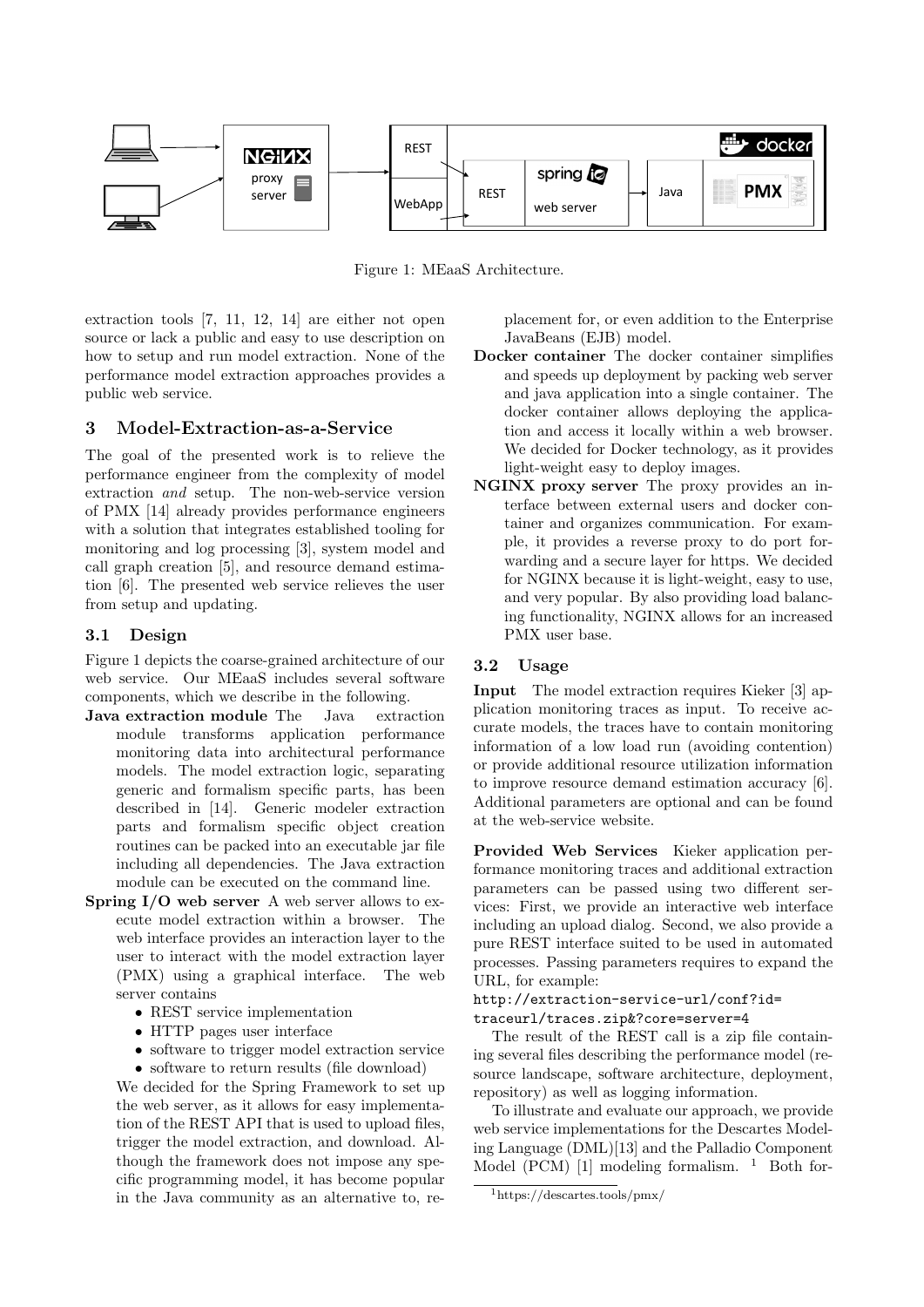Figure 1: MEaaS Architecture.

extraction tools [7, 11, 12, 14] are either not open source or lack a public and easy to use description on how to setup and run model extraction. None of the performance model extraction approaches provides a public web service.

## 3 Model-Extraction-as-a-Service

The goal of the presented work is to relieve the performance engineer from the complexity of model extraction *and* setup. The non-web-service version of PMX [14] already provides performance engineers with a solution that integrates established tooling for monitoring and log processing [3], system model and call graph creation [5], and resource demand estimation [6]. The presented web service relieves the user from setup and updating.

### 3.1 Design

Figure 1 depicts the coarse-grained architecture of our web service. Our MEaaS includes several software components, which we describe in the following.

**Java extraction module** The Java extraction module transforms application performance monitoring data into architectural performance models. The model extraction logic, separating generic and formalism specific parts, has been described in [14]. Generic modeler extraction parts and formalism specific object creation routines can be packed into an executable jar file including all dependencies. The Java extraction module can be executed on the command line.

**Spring I/O web server** A web server allows to execute model extraction within a browser. The web interface provides an interaction layer to the user to interact with the model extraction layer (PMX) using a graphical interface. The web server contains

- REST service implementation
- HTTP pages user interface
- software to trigger model extraction service
- software to return results (file download)

We decided for the Spring Framework to set up the web server, as it allows for easy implementation of the REST API that is used to upload files, trigger the model extraction, and download. Although the framework does not impose any specific programming model, it has become popular in the Java community as an alternative to, replacement for, or even addition to the Enterprise JavaBeans (EJB) model.

**Docker container** The docker container simplifies and speeds up deployment by packing web server and java application into a single container. The docker container allows deploying the application and access it locally within a web browser. We decided for Docker technology, as it provides light-weight easy to deploy images.

**NGINX proxy server** The proxy provides an interface between external users and docker container and organizes communication. For example, it provides a reverse proxy to do port forwarding and a secure layer for https. We decided for NGINX because it is light-weight, easy to use, and very popular. By also providing load balancing functionality, NGINX allows for an increased PMX user base.

### 3.2 Usage

**Input** The model extraction requires Kieker [3] application monitoring traces as input. To receive accurate models, the traces have to contain monitoring information of a low load run (avoiding contention) or provide additional resource utilization information to improve resource demand estimation accuracy [6]. Additional parameters are optional and can be found at the web-service website.

**Provided Web Services** Kieker application performance monitoring traces and additional extraction parameters can be passed using two different services: First, we provide an interactive web interface including an upload dialog. Second, we also provide a pure REST interface suited to be used in automated processes. Passing parameters requires to expand the URL, for example:

```
http://extraction-service-url/conf?id=
traceurl/traces.zip&?core=server=4
```

The result of the REST call is a zip file containing several files describing the performance model (resource landscape, software architecture, deployment, repository) as well as logging information.

To illustrate and evaluate our approach, we provide web service implementations for the Descartes Modeling Language (DML)[13] and the Palladio Component Model (PCM) [1] modeling formalism. [1] Both for-

[1] https://descartes.tools/pmx/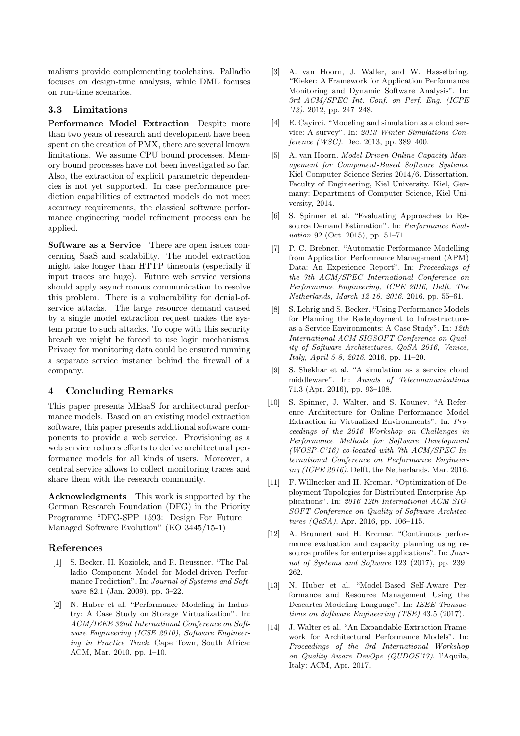malisms provide complementing toolchains. Palladio focuses on design-time analysis, while DML focuses on run-time scenarios.

### 3.3 Limitations

**Performance Model Extraction** Despite more than two years of research and development have been spent on the creation of PMX, there are several known limitations. We assume CPU bound processes. Memory bound processes have not been investigated so far. Also, the extraction of explicit parametric dependencies is not yet supported. In case performance prediction capabilities of extracted models do not meet accuracy requirements, the classical software performance engineering model refinement process can be applied.

**Software as a Service** There are open issues concerning SaaS and scalability. The model extraction might take longer than HTTP timeouts (especially if input traces are huge). Future web service versions should apply asynchronous communication to resolve this problem. There is a vulnerability for denial-of-service attacks. The large resource demand caused by a single model extraction request makes the system prone to such attacks. To cope with this security breach we might be forced to use login mechanisms. Privacy for monitoring data could be ensured running a separate service instance behind the firewall of a company.

## 4 Concluding Remarks

This paper presents MEaaS for architectural performance models. Based on an existing model extraction software, this paper presents additional software components to provide a web service. Provisioning as a web service reduces efforts to derive architectural performance models for all kinds of users. Moreover, a central service allows to collect monitoring traces and share them with the research community.

**Acknowledgments** This work is supported by the German Research Foundation (DFG) in the Priority Programme "DFG-SPP 1593: Design For Future—Managed Software Evolution" (KO 3445/15-1)

## References

[1] S. Becker, H. Koziolek, and R. Reussner. "The Palladio Component Model for Model-driven Performance Prediction". In: *Journal of Systems and Software* 82.1 (Jan. 2009), pp. 3–22.

[2] N. Huber et al. "Performance Modeling in Industry: A Case Study on Storage Virtualization". In: *ACM/IEEE 32nd International Conference on Software Engineering (ICSE 2010), Software Engineering in Practice Track*. Cape Town, South Africa: ACM, Mar. 2010, pp. 1–10.

[3] A. van Hoorn, J. Waller, and W. Hasselbring. "Kieker: A Framework for Application Performance Monitoring and Dynamic Software Analysis". In: *3rd ACM/SPEC Int. Conf. on Perf. Eng. (ICPE '12)*. 2012, pp. 247–248.

[4] E. Cayirci. "Modeling and simulation as a cloud service: A survey". In: *2013 Winter Simulations Conference (WSC)*. Dec. 2013, pp. 389–400.

[5] A. van Hoorn. *Model-Driven Online Capacity Management for Component-Based Software Systems*. Kiel Computer Science Series 2014/6. Dissertation, Faculty of Engineering, Kiel University. Kiel, Germany: Department of Computer Science, Kiel University, 2014.

[6] S. Spinner et al. "Evaluating Approaches to Resource Demand Estimation". In: *Performance Evaluation* 92 (Oct. 2015), pp. 51–71.

[7] P. C. Brebner. "Automatic Performance Modelling from Application Performance Management (APM) Data: An Experience Report". In: *Proceedings of the 7th ACM/SPEC International Conference on Performance Engineering, ICPE 2016, Delft, The Netherlands, March 12-16, 2016*. 2016, pp. 55–61.

[8] S. Lehrig and S. Becker. "Using Performance Models for Planning the Redeployment to Infrastructure-as-a-Service Environments: A Case Study". In: *12th International ACM SIGSOFT Conference on Quality of Software Architectures, QoSA 2016, Venice, Italy, April 5-8, 2016*. 2016, pp. 11–20.

[9] S. Shekhar et al. "A simulation as a service cloud middleware". In: *Annals of Telecommunications* 71.3 (Apr. 2016), pp. 93–108.

[10] S. Spinner, J. Walter, and S. Kounev. "A Reference Architecture for Online Performance Model Extraction in Virtualized Environments". In: *Proceedings of the 2016 Workshop on Challenges in Performance Methods for Software Development (WOSP-C'16) co-located with 7th ACM/SPEC International Conference on Performance Engineering (ICPE 2016)*. Delft, the Netherlands, Mar. 2016.

[11] F. Willnecker and H. Krcmar. "Optimization of Deployment Topologies for Distributed Enterprise Applications". In: *2016 12th International ACM SIGSOFT Conference on Quality of Software Architectures (QoSA)*. Apr. 2016, pp. 106–115.

[12] A. Brunnert and H. Krcmar. "Continuous performance evaluation and capacity planning using resource profiles for enterprise applications". In: *Journal of Systems and Software* 123 (2017), pp. 239–262.

[13] N. Huber et al. "Model-Based Self-Aware Performance and Resource Management Using the Descartes Modeling Language". In: *IEEE Transactions on Software Engineering (TSE)* 43.5 (2017).

[14] J. Walter et al. "An Expandable Extraction Framework for Architectural Performance Models". In: *Proceedings of the 3rd International Workshop on Quality-Aware DevOps (QUDOS'17)*. l'Aquila, Italy: ACM, Apr. 2017.